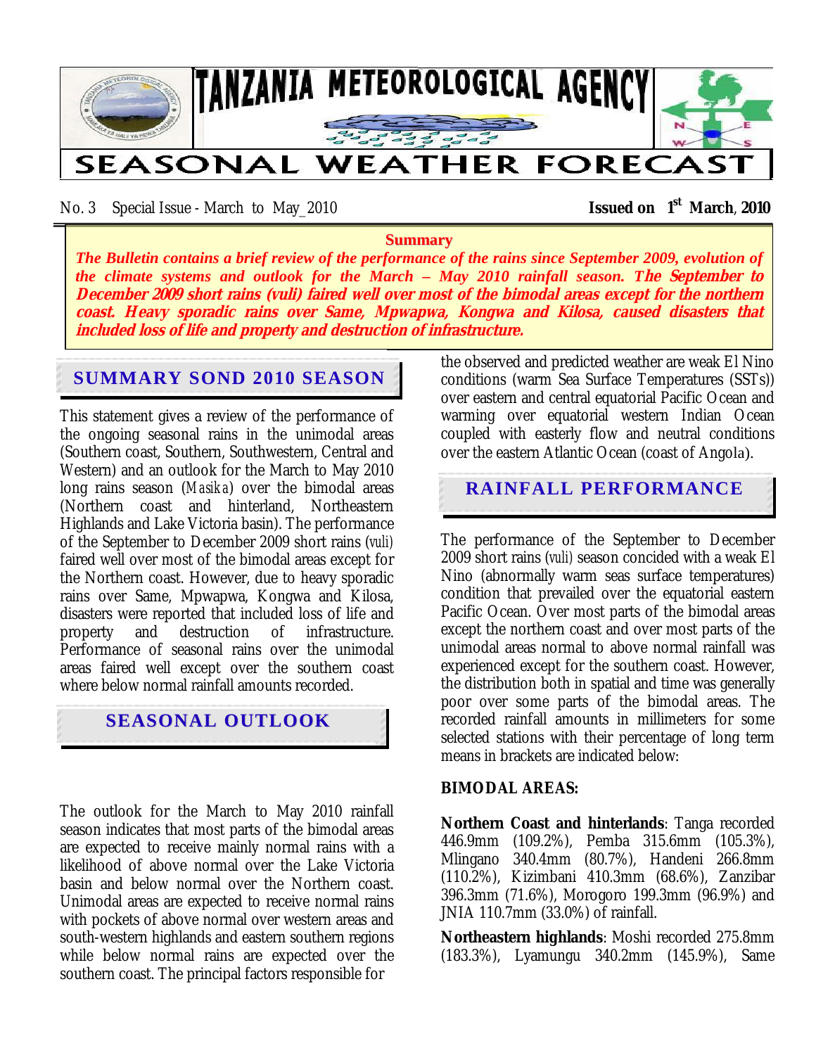# TANZANIA METEOROLOGICAL AGENCY

# SEASONAL WEATHER FORECAST

No. 3 Special Issue - March to May_2010 **Issued on 1st March, 2010**

**Summary**

***The Bulletin contains a brief review of the performance of the rains since September 2009, evolution of the climate systems and outlook for the March – May 2010 rainfall season. The September to December 2009 short rains (vuli) faired well over most of the bimodal areas except for the northern coast. Heavy sporadic rains over Same, Mpwapwa, Kongwa and Kilosa, caused disasters that included loss of life and property and destruction of infrastructure.***

## SUMMARY SOND 2010 SEASON

This statement gives a review of the performance of the ongoing seasonal rains in the unimodal areas (Southern coast, Southern, Southwestern, Central and Western) and an outlook for the March to May 2010 long rains season (*Masika*) over the bimodal areas (Northern coast and hinterland, Northeastern Highlands and Lake Victoria basin). The performance of the September to December 2009 short rains (*vuli*) faired well over most of the bimodal areas except for the Northern coast. However, due to heavy sporadic rains over Same, Mpwapwa, Kongwa and Kilosa, disasters were reported that included loss of life and property and destruction of infrastructure. Performance of seasonal rains over the unimodal areas faired well except over the southern coast where below normal rainfall amounts recorded.

## SEASONAL OUTLOOK

The outlook for the March to May 2010 rainfall season indicates that most parts of the bimodal areas are expected to receive mainly normal rains with a likelihood of above normal over the Lake Victoria basin and below normal over the Northern coast. Unimodal areas are expected to receive normal rains with pockets of above normal over western areas and south-western highlands and eastern southern regions while below normal rains are expected over the southern coast. The principal factors responsible for the observed and predicted weather are weak El Nino conditions (warm Sea Surface Temperatures (SSTs)) over eastern and central equatorial Pacific Ocean and warming over equatorial western Indian Ocean coupled with easterly flow and neutral conditions over the eastern Atlantic Ocean (coast of Angola).

## RAINFALL PERFORMANCE

The performance of the September to December 2009 short rains (*vuli*) season concided with a weak El Nino (abnormally warm seas surface temperatures) condition that prevailed over the equatorial eastern Pacific Ocean. Over most parts of the bimodal areas except the northern coast and over most parts of the unimodal areas normal to above normal rainfall was experienced except for the southern coast. However, the distribution both in spatial and time was generally poor over some parts of the bimodal areas. The recorded rainfall amounts in millimeters for some selected stations with their percentage of long term means in brackets are indicated below:

**BIMODAL AREAS:**

**Northern Coast and hinterlands**: Tanga recorded 446.9mm (109.2%), Pemba 315.6mm (105.3%), Mlingano 340.4mm (80.7%), Handeni 266.8mm (110.2%), Kizimbani 410.3mm (68.6%), Zanzibar 396.3mm (71.6%), Morogoro 199.3mm (96.9%) and JNIA 110.7mm (33.0%) of rainfall.

**Northeastern highlands**: Moshi recorded 275.8mm (183.3%), Lyamungu 340.2mm (145.9%), Same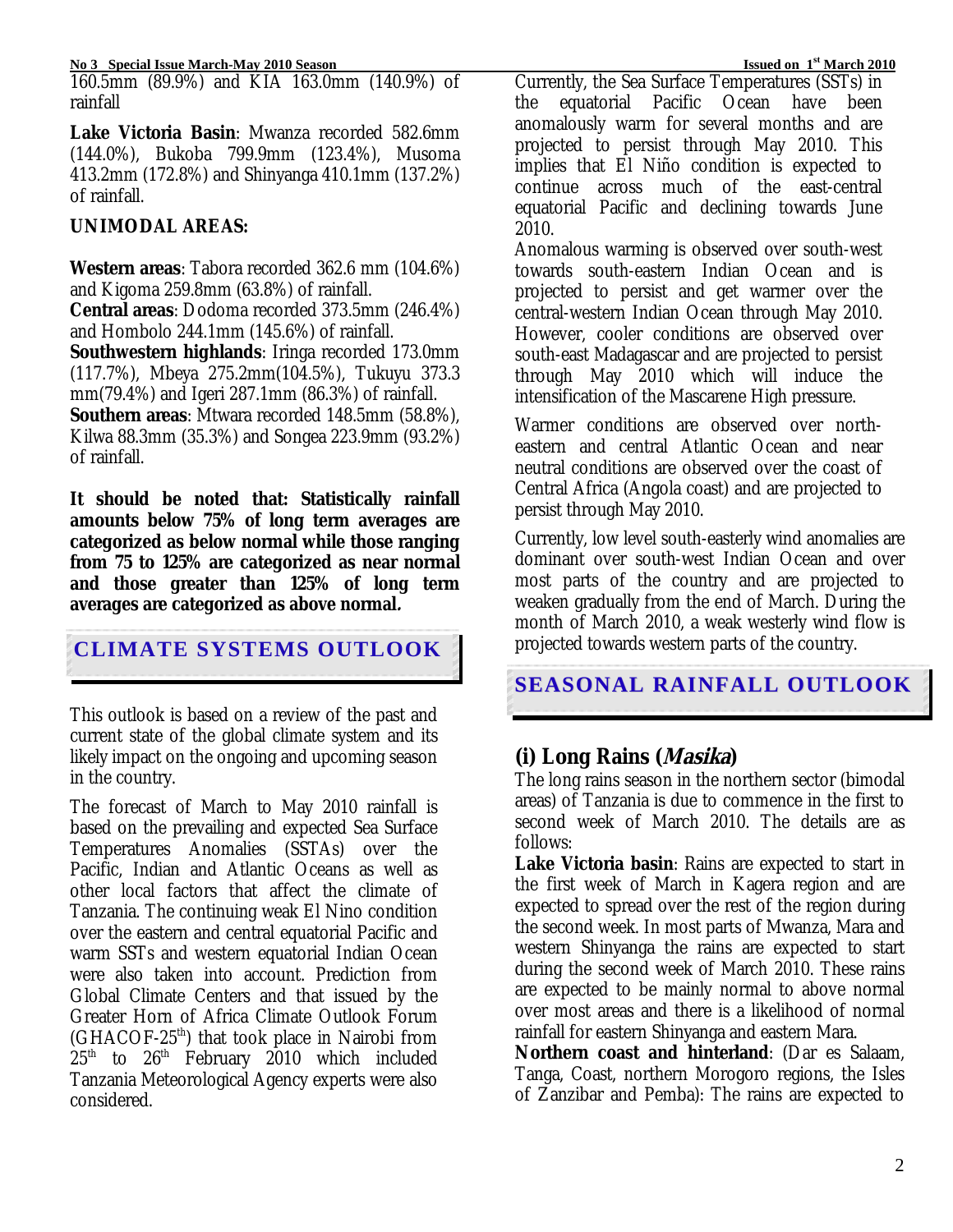160.5mm (89.9%) and KIA 163.0mm (140.9%) of rainfall

**Lake Victoria Basin**: Mwanza recorded 582.6mm (144.0%), Bukoba 799.9mm (123.4%), Musoma 413.2mm (172.8%) and Shinyanga 410.1mm (137.2%) of rainfall.

**UNIMODAL AREAS:**

**Western areas**: Tabora recorded 362.6 mm (104.6%) and Kigoma 259.8mm (63.8%) of rainfall.
**Central areas**: Dodoma recorded 373.5mm (246.4%) and Hombolo 244.1mm (145.6%) of rainfall.
**Southwestern highlands**: Iringa recorded 173.0mm (117.7%), Mbeya 275.2mm(104.5%), Tukuyu 373.3 mm(79.4%) and Igeri 287.1mm (86.3%) of rainfall.
**Southern areas**: Mtwara recorded 148.5mm (58.8%), Kilwa 88.3mm (35.3%) and Songea 223.9mm (93.2%) of rainfall.

**It should be noted that: Statistically rainfall amounts below 75% of long term averages are categorized as below normal while those ranging from 75 to 125% are categorized as near normal and those greater than 125% of long term averages are categorized as above normal.**

## CLIMATE SYSTEMS OUTLOOK

This outlook is based on a review of the past and current state of the global climate system and its likely impact on the ongoing and upcoming season in the country.

The forecast of March to May 2010 rainfall is based on the prevailing and expected Sea Surface Temperatures Anomalies (SSTAs) over the Pacific, Indian and Atlantic Oceans as well as other local factors that affect the climate of Tanzania. The continuing weak El Nino condition over the eastern and central equatorial Pacific and warm SSTs and western equatorial Indian Ocean were also taken into account. Prediction from Global Climate Centers and that issued by the Greater Horn of Africa Climate Outlook Forum (GHACOF-25th) that took place in Nairobi from 25th to 26th February 2010 which included Tanzania Meteorological Agency experts were also considered.

Currently, the Sea Surface Temperatures (SSTs) in the equatorial Pacific Ocean have been anomalously warm for several months and are projected to persist through May 2010. This implies that El Niño condition is expected to continue across much of the east-central equatorial Pacific and declining towards June 2010.

Anomalous warming is observed over south-west towards south-eastern Indian Ocean and is projected to persist and get warmer over the central-western Indian Ocean through May 2010. However, cooler conditions are observed over south-east Madagascar and are projected to persist through May 2010 which will induce the intensification of the Mascarene High pressure.

Warmer conditions are observed over north-eastern and central Atlantic Ocean and near neutral conditions are observed over the coast of Central Africa (Angola coast) and are projected to persist through May 2010.

Currently, low level south-easterly wind anomalies are dominant over south-west Indian Ocean and over most parts of the country and are projected to weaken gradually from the end of March. During the month of March 2010, a weak westerly wind flow is projected towards western parts of the country.

## SEASONAL RAINFALL OUTLOOK

### (i) Long Rains (*Masika*)

The long rains season in the northern sector (bimodal areas) of Tanzania is due to commence in the first to second week of March 2010. The details are as follows:

**Lake Victoria basin**: Rains are expected to start in the first week of March in Kagera region and are expected to spread over the rest of the region during the second week. In most parts of Mwanza, Mara and western Shinyanga the rains are expected to start during the second week of March 2010. These rains are expected to be mainly normal to above normal over most areas and there is a likelihood of normal rainfall for eastern Shinyanga and eastern Mara.

**Northern coast and hinterland**: (Dar es Salaam, Tanga, Coast, northern Morogoro regions, the Isles of Zanzibar and Pemba): The rains are expected to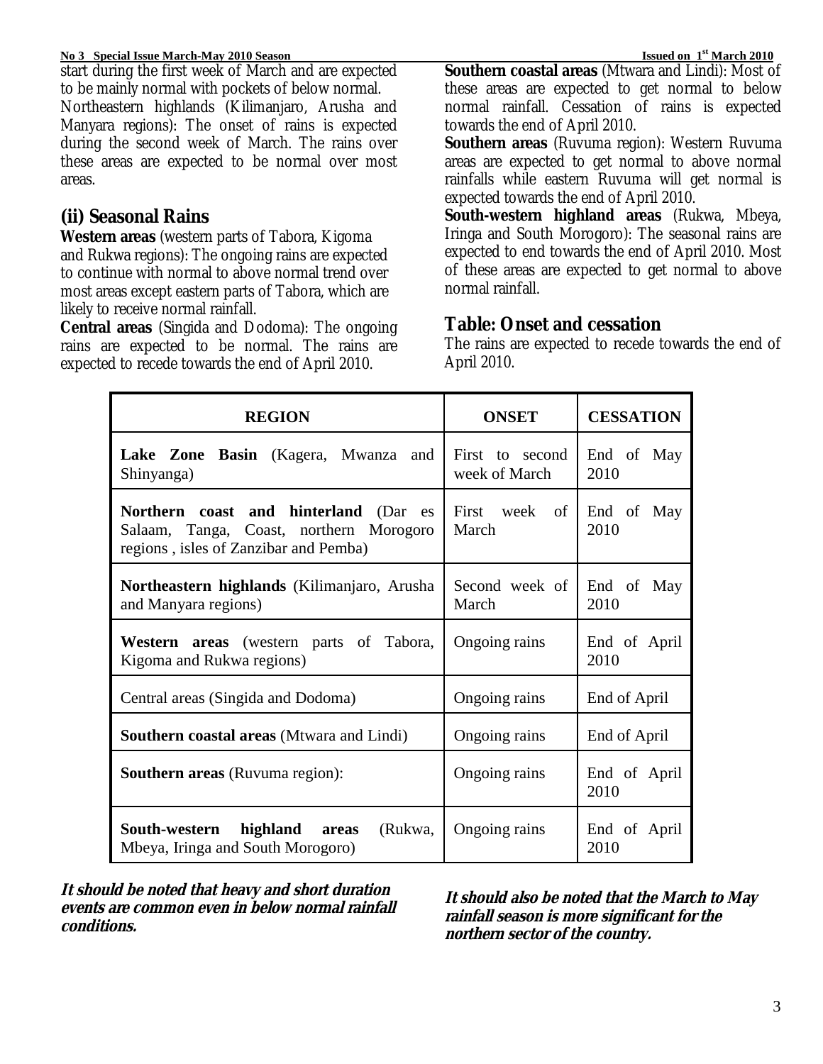start during the first week of March and are expected to be mainly normal with pockets of below normal.

Northeastern highlands (Kilimanjaro, Arusha and Manyara regions): The onset of rains is expected during the second week of March. The rains over these areas are expected to be normal over most areas.

## (ii) Seasonal Rains

**Western areas** (western parts of Tabora, Kigoma and Rukwa regions): The ongoing rains are expected to continue with normal to above normal trend over most areas except eastern parts of Tabora, which are likely to receive normal rainfall.

**Central areas** (Singida and Dodoma): The ongoing rains are expected to be normal. The rains are expected to recede towards the end of April 2010.

**Southern coastal areas** (Mtwara and Lindi): Most of these areas are expected to get normal to below normal rainfall. Cessation of rains is expected towards the end of April 2010.

**Southern areas** (Ruvuma region): Western Ruvuma areas are expected to get normal to above normal rainfalls while eastern Ruvuma will get normal is expected towards the end of April 2010.

**South-western highland areas** (Rukwa, Mbeya, Iringa and South Morogoro): The seasonal rains are expected to end towards the end of April 2010. Most of these areas are expected to get normal to above normal rainfall.

## Table: Onset and cessation

The rains are expected to recede towards the end of April 2010.

| REGION | ONSET | CESSATION |
|---|---|---|
| **Lake Zone Basin** (Kagera, Mwanza and Shinyanga) | First to second week of March | End of May 2010 |
| **Northern coast and hinterland** (Dar es Salaam, Tanga, Coast, northern Morogoro regions , isles of Zanzibar and Pemba) | First week of March | End of May 2010 |
| **Northeastern highlands** (Kilimanjaro, Arusha and Manyara regions) | Second week of March | End of May 2010 |
| **Western areas** (western parts of Tabora, Kigoma and Rukwa regions) | Ongoing rains | End of April 2010 |
| Central areas (Singida and Dodoma) | Ongoing rains | End of April |
| **Southern coastal areas** (Mtwara and Lindi) | Ongoing rains | End of April |
| **Southern areas** (Ruvuma region): | Ongoing rains | End of April 2010 |
| **South-western highland areas** (Rukwa, Mbeya, Iringa and South Morogoro) | Ongoing rains | End of April 2010 |

***It should be noted that heavy and short duration events are common even in below normal rainfall conditions.***

***It should also be noted that the March to May rainfall season is more significant for the northern sector of the country.***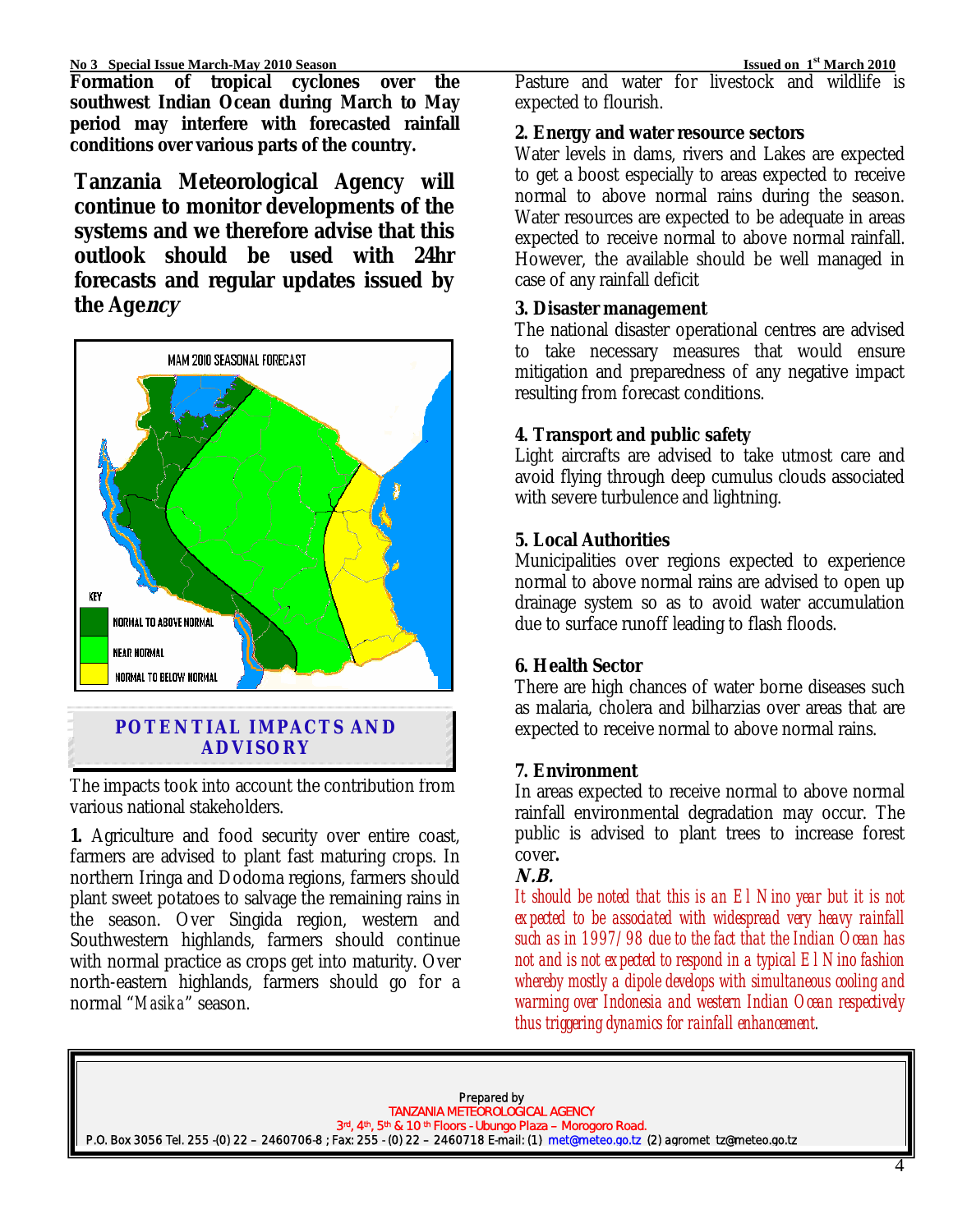**Formation of tropical cyclones over the southwest Indian Ocean during March to May period may interfere with forecasted rainfall conditions over various parts of the country.**

**Tanzania Meteorological Agency will continue to monitor developments of the systems and we therefore advise that this outlook should be used with 24hr forecasts and regular updates issued by the Age*ncy***

MAM 2010 SEASONAL FORECAST

KEY

NORMAL TO ABOVE NORMAL

NEAR NORMAL

NORMAL TO BELOW NORMAL

## POTENTIAL IMPACTS AND ADVISORY

The impacts took into account the contribution from various national stakeholders.

**1.** Agriculture and food security over entire coast, farmers are advised to plant fast maturing crops. In northern Iringa and Dodoma regions, farmers should plant sweet potatoes to salvage the remaining rains in the season. Over Singida region, western and Southwestern highlands, farmers should continue with normal practice as crops get into maturity. Over north-eastern highlands, farmers should go for a normal "*Masika*" season. Pasture and water for livestock and wildlife is expected to flourish.

**2. Energy and water resource sectors**

Water levels in dams, rivers and Lakes are expected to get a boost especially to areas expected to receive normal to above normal rains during the season. Water resources are expected to be adequate in areas expected to receive normal to above normal rainfall. However, the available should be well managed in case of any rainfall deficit

**3. Disaster management**

The national disaster operational centres are advised to take necessary measures that would ensure mitigation and preparedness of any negative impact resulting from forecast conditions.

**4. Transport and public safety**

Light aircrafts are advised to take utmost care and avoid flying through deep cumulus clouds associated with severe turbulence and lightning.

**5. Local Authorities**

Municipalities over regions expected to experience normal to above normal rains are advised to open up drainage system so as to avoid water accumulation due to surface runoff leading to flash floods.

**6. Health Sector**

There are high chances of water borne diseases such as malaria, cholera and bilharzias over areas that are expected to receive normal to above normal rains.

**7. Environment**

In areas expected to receive normal to above normal rainfall environmental degradation may occur. The public is advised to plant trees to increase forest cover**.**

***N.B.***

*It should be noted that this is an El Nino year but it is not expected to be associated with widespread very heavy rainfall such as in 1997/98 due to the fact that the Indian Ocean has not and is not expected to respond in a typical El Nino fashion whereby mostly a dipole develops with simultaneous cooling and warming over Indonesia and western Indian Ocean respectively thus triggering dynamics for rainfall enhancement.*

Prepared by
TANZANIA METEOROLOGICAL AGENCY
3rd, 4th, 5th & 10th Floors - Ubungo Plaza – Morogoro Road.
P.O. Box 3056 Tel. 255 -(0) 22 – 2460706-8 ; Fax: 255 - (0) 22 – 2460718 E-mail: (1) met@meteo.go.tz (2) agromet_tz@meteo.go.tz